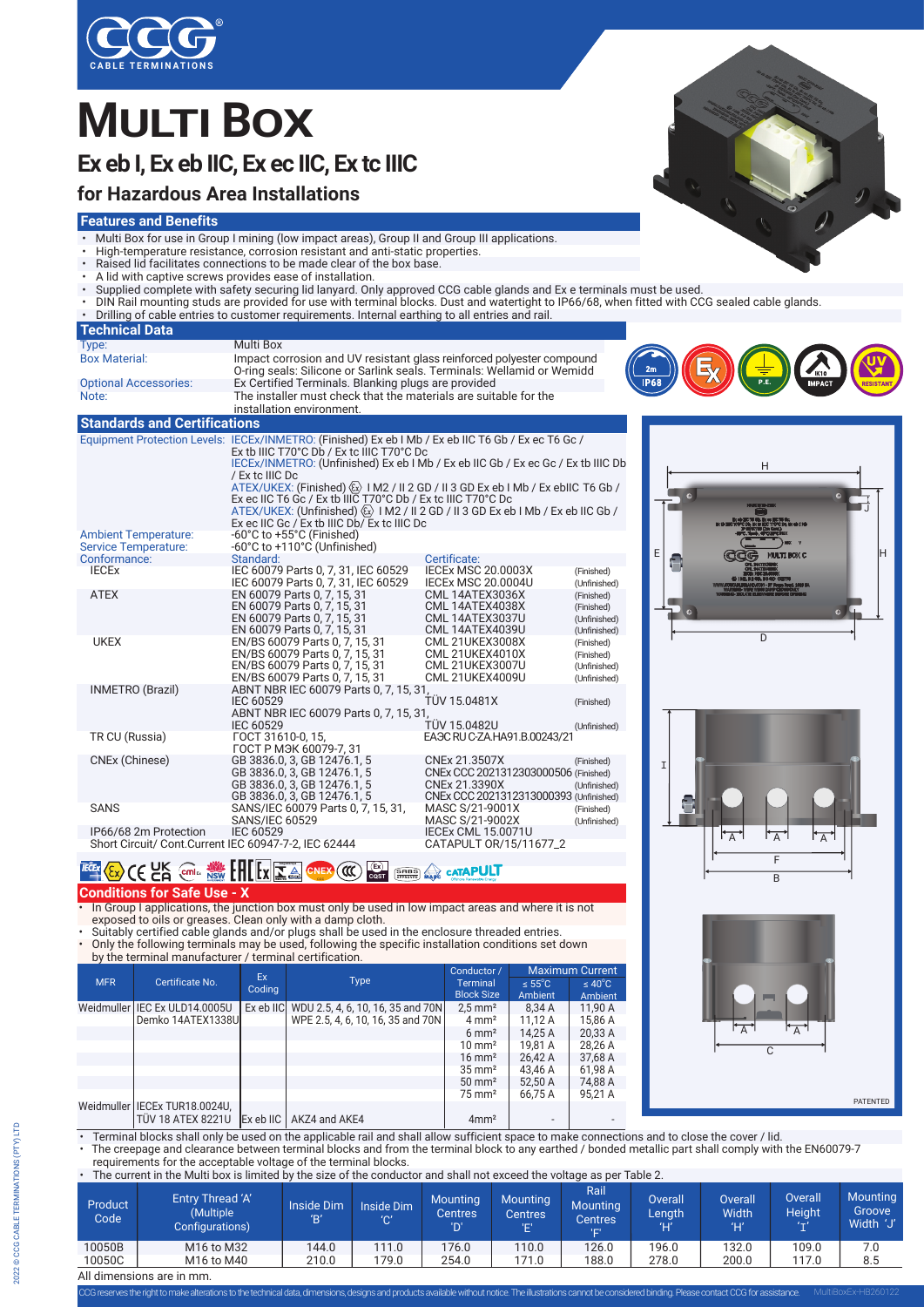# MULTI BOX

## Ex eb I, Ex eb IIC, Ex ec IIC, Ex tc IIIC

## for Hazardous Area Installations

### Features and Benefits

- Multi Box for use in Group I mining (low impact areas), Group II and Group III applications.
- High-temperature resistance, corrosion resistant and anti-static properties.
- Raised lid facilitates connections to be made clear of the box base.
- A lid with captive screws provides ease of installation.
- Supplied complete with safety securing lid lanyard. Only approved CCG cable glands and Ex e terminals must be used.
- DIN Rail mounting studs are provided for use with terminal blocks. Dust and watertight to IP66/68, when fitted with CCG sealed cable glands.
- Drilling of cable entries to customer requirements. Internal earthing to all entries and rail.

### Technical Data

| | |
|---|---|
| Type: | Multi Box |
| Box Material: | Impact corrosion and UV resistant glass reinforced polyester compound. O-ring seals: Silicone or Sarlink seals. Terminals: Wellamid or Wemid |
| Optional Accessories: | Ex Certified Terminals. Blanking plugs are provided |
| Note: | The installer must check that the materials are suitable for the installation environment. |

### Standards and Certifications

**Equipment Protection Levels:**
IECEx/INMETRO: (Finished) Ex eb I Mb / Ex eb IIC T6 Gb / Ex ec T6 Gc / Ex tb IIIC T70°C Db / Ex tc IIIC T70°C Dc
IECEx/INMETRO: (Unfinished) Ex eb I Mb / Ex eb IIC Gb / Ex ec Gc / Ex tb IIIC Db / Ex tc IIIC Dc
ATEX/UKEX: (Finished) Ⓔx I M2 / II 2 GD / II 3 GD Ex eb I Mb / Ex ebIIC T6 Gb / Ex ec IIC T6 Gc / Ex tb IIIC T70°C Db / Ex tc IIIC T70°C Dc
ATEX/UKEX: (Unfinished) Ⓔx I M2 / II 2 GD / II 3 GD Ex eb I Mb / Ex eb IIC Gb / Ex ec IIC Gc / Ex tb IIIC Db/ Ex tc IIIC Dc

**Ambient Temperature:** -60°C to +55°C (Finished)
**Service Temperature:** -60°C to +110°C (Unfinished)

| Conformance: | Standard: | Certificate: | |
|---|---|---|---|
| IECEx | IEC 60079 Parts 0, 7, 31, IEC 60529 | IECEx MSC 20.0003X | (Finished) |
| | IEC 60079 Parts 0, 7, 31, IEC 60529 | IECEx MSC 20.0004U | (Unfinished) |
| ATEX | EN 60079 Parts 0, 7, 15, 31 | CML 14ATEX3036X | (Finished) |
| | EN 60079 Parts 0, 7, 15, 31 | CML 14ATEX4038X | (Finished) |
| | EN 60079 Parts 0, 7, 15, 31 | CML 14ATEX3037U | (Unfinished) |
| | EN 60079 Parts 0, 7, 15, 31 | CML 14ATEX4039U | (Unfinished) |
| UKEX | EN/BS 60079 Parts 0, 7, 15, 31 | CML 21UKEX3008X | (Finished) |
| | EN/BS 60079 Parts 0, 7, 15, 31 | CML 21UKEX4010X | (Finished) |
| | EN/BS 60079 Parts 0, 7, 15, 31 | CML 21UKEX3007U | (Unfinished) |
| | EN/BS 60079 Parts 0, 7, 15, 31 | CML 21UKEX4009U | (Unfinished) |
| INMETRO (Brazil) | ABNT NBR IEC 60079 Parts 0, 7, 15, 31, IEC 60529 | TÜV 15.0481X | (Finished) |
| | ABNT NBR IEC 60079 Parts 0, 7, 15, 31, IEC 60529 | TÜV 15.0482U | (Unfinished) |
| TR CU (Russia) | ГОСТ 31610-0, 15, ГОСТ Р МЭК 60079-7, 31 | ЕАЭС RU C-ZA.HA91.B.00243/21 | |
| CNEx (Chinese) | GB 3836.0, 3, GB 12476.1, 5 | CNEx 21.3507X | (Finished) |
| | GB 3836.0, 3, GB 12476.1, 5 | CNEx CCC 2021312303000506 | (Finished) |
| | GB 3836.0, 3, GB 12476.1, 5 | CNEx 21.3390X | (Unfinished) |
| | GB 3836.0, 3, GB 12476.1, 5 | CNEx CCC 2021312313000393 | (Unfinished) |
| SANS | SANS/IEC 60079 Parts 0, 7, 15, 31, | MASC S/21-9001X | (Finished) |
| | SANS/IEC 60529 | MASC S/21-9002X | (Unfinished) |
| IP66/68 2m Protection | IEC 60529 | IECEx CML 15.0071U | |
| Short Circuit/ Cont.Current | IEC 60947-7-2, IEC 62444 | CATAPULT OR/15/11677_2 | |

### Conditions for Safe Use - X

- In Group I applications, the junction box must only be used in low impact areas and where it is not exposed to oils or greases. Clean only with a damp cloth.
- Suitably certified cable glands and/or plugs shall be used in the enclosure threaded entries.
- Only the following terminals may be used, following the specific installation conditions set down by the terminal manufacturer / terminal certification.

| MFR | Certificate No. | Ex Coding | Type | Conductor / Terminal Block Size | Maximum Current ≤ 55°C Ambient | Maximum Current ≤ 40°C Ambient |
|---|---|---|---|---|---|---|
| Weidmuller | IEC Ex ULD14.0005U | Ex eb IIC | WDU 2.5, 4, 6, 10, 16, 35 and 70N | 2,5 mm² | 8,34 A | 11,90 A |
| | Demko 14ATEX1338U | | WPE 2.5, 4, 6, 10, 16, 35 and 70N | 4 mm² | 11,12 A | 15,86 A |
| | | | | 6 mm² | 14,25 A | 20,33 A |
| | | | | 10 mm² | 19,81 A | 28,26 A |
| | | | | 16 mm² | 26,42 A | 37,68 A |
| | | | | 35 mm² | 43,46 A | 61,98 A |
| | | | | 50 mm² | 52,50 A | 74,88 A |
| | | | | 75 mm² | 66,75 A | 95,21 A |
| Weidmuller | IECEx TUR18.0024U, TÜV 18 ATEX 8221U | Ex eb IIC | AKZ4 and AKE4 | 4mm² | - | - |

- Terminal blocks shall only be used on the applicable rail and shall allow sufficient space to make connections and to close the cover / lid.
- The creepage and clearance between terminal blocks and from the terminal block to any earthed / bonded metallic part shall comply with the EN60079-7 requirements for the acceptable voltage of the terminal blocks.
- The current in the Multi box is limited by the size of the conductor and shall not exceed the voltage as per Table 2.

| Product Code | Entry Thread 'A' (Multiple Configurations) | Inside Dim 'B' | Inside Dim 'C' | Mounting Centres 'D' | Mounting Centres 'E' | Rail Mounting Centres 'F' | Overall Length 'H' | Overall Width 'H' | Overall Height 'I' | Mounting Groove Width 'J' |
|---|---|---|---|---|---|---|---|---|---|---|
| 10050B | M16 to M32 | 144.0 | 111.0 | 176.0 | 110.0 | 126.0 | 196.0 | 132.0 | 109.0 | 7.0 |
| 10050C | M16 to M40 | 210.0 | 179.0 | 254.0 | 171.0 | 188.0 | 278.0 | 200.0 | 117.0 | 8.5 |

All dimensions are in mm.

PATENTED

CCG reserves the right to make alterations to the technical data, dimensions, designs and products available without notice. The illustrations cannot be considered binding. Please contact CCG for assistance. MultiBoxEx-HB260122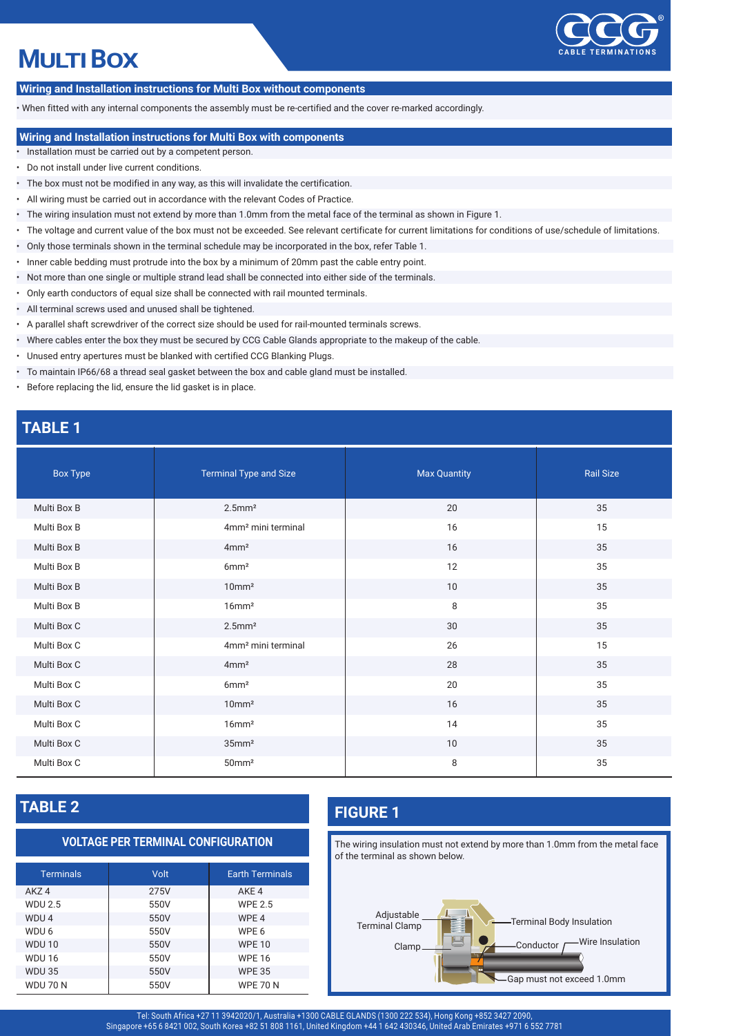# MULTI BOX

## Wiring and Installation instructions for Multi Box without components

- When fitted with any internal components the assembly must be re-certified and the cover re-marked accordingly.

## Wiring and Installation instructions for Multi Box with components

- Installation must be carried out by a competent person.
- Do not install under live current conditions.
- The box must not be modified in any way, as this will invalidate the certification.
- All wiring must be carried out in accordance with the relevant Codes of Practice.
- The wiring insulation must not extend by more than 1.0mm from the metal face of the terminal as shown in Figure 1.
- The voltage and current value of the box must not be exceeded. See relevant certificate for current limitations for conditions of use/schedule of limitations.
- Only those terminals shown in the terminal schedule may be incorporated in the box, refer Table 1.
- Inner cable bedding must protrude into the box by a minimum of 20mm past the cable entry point.
- Not more than one single or multiple strand lead shall be connected into either side of the terminals.
- Only earth conductors of equal size shall be connected with rail mounted terminals.
- All terminal screws used and unused shall be tightened.
- A parallel shaft screwdriver of the correct size should be used for rail-mounted terminals screws.
- Where cables enter the box they must be secured by CCG Cable Glands appropriate to the makeup of the cable.
- Unused entry apertures must be blanked with certified CCG Blanking Plugs.
- To maintain IP66/68 a thread seal gasket between the box and cable gland must be installed.
- Before replacing the lid, ensure the lid gasket is in place.

## TABLE 1

| Box Type | Terminal Type and Size | Max Quantity | Rail Size |
|---|---|---|---|
| Multi Box B | 2.5mm² | 20 | 35 |
| Multi Box B | 4mm² mini terminal | 16 | 15 |
| Multi Box B | 4mm² | 16 | 35 |
| Multi Box B | 6mm² | 12 | 35 |
| Multi Box B | 10mm² | 10 | 35 |
| Multi Box B | 16mm² | 8 | 35 |
| Multi Box C | 2.5mm² | 30 | 35 |
| Multi Box C | 4mm² mini terminal | 26 | 15 |
| Multi Box C | 4mm² | 28 | 35 |
| Multi Box C | 6mm² | 20 | 35 |
| Multi Box C | 10mm² | 16 | 35 |
| Multi Box C | 16mm² | 14 | 35 |
| Multi Box C | 35mm² | 10 | 35 |
| Multi Box C | 50mm² | 8 | 35 |

## TABLE 2

### VOLTAGE PER TERMINAL CONFIGURATION

| Terminals | Volt | Earth Terminals |
|---|---|---|
| AKZ 4 | 275V | AKE 4 |
| WDU 2.5 | 550V | WPE 2.5 |
| WDU 4 | 550V | WPE 4 |
| WDU 6 | 550V | WPE 6 |
| WDU 10 | 550V | WPE 10 |
| WDU 16 | 550V | WPE 16 |
| WDU 35 | 550V | WPE 35 |
| WDU 70 N | 550V | WPE 70 N |

## FIGURE 1

The wiring insulation must not extend by more than 1.0mm from the metal face of the terminal as shown below.

Adjustable Terminal Clamp

Clamp

Terminal Body Insulation

Conductor

Wire Insulation

Gap must not exceed 1.0mm

Tel: South Africa +27 11 3942020/1, Australia +1300 CABLE GLANDS (1300 222 534), Hong Kong +852 3427 2090,
Singapore +65 6 8421 002, South Korea +82 51 808 1161, United Kingdom +44 1 642 430346, United Arab Emirates +971 6 552 7781